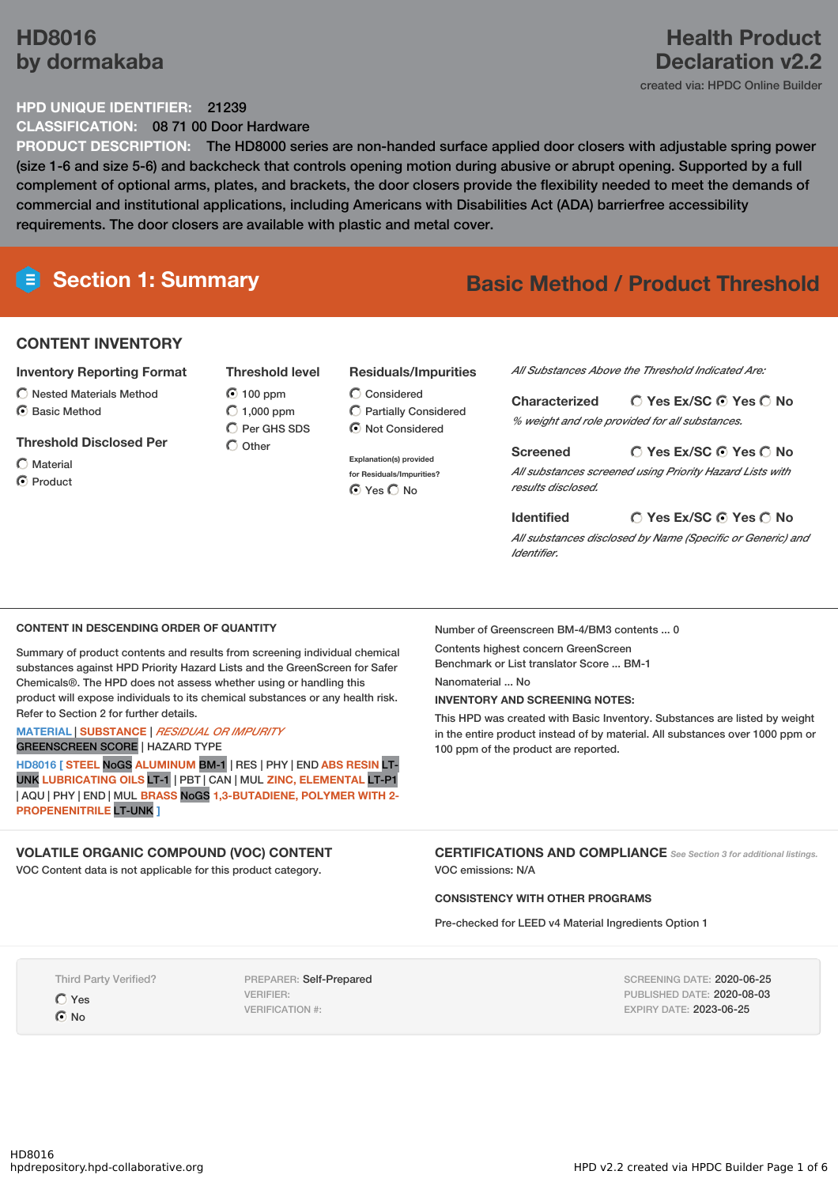# HD8016 by dormakaba

# Health Product Declaration v2.2

created via: HPDC Online Builder

**HPD UNIQUE IDENTIFIER:** 21239

**CLASSIFICATION:** 08 71 00 Door Hardware

**PRODUCT DESCRIPTION:** The HD8000 series are non-handed surface applied door closers with adjustable spring power (size 1-6 and size 5-6) and backcheck that controls opening motion during abusive or abrupt opening. Supported by a full complement of optional arms, plates, and brackets, the door closers provide the flexibility needed to meet the demands of commercial and institutional applications, including Americans with Disabilities Act (ADA) barrierfree accessibility requirements. The door closers are available with plastic and metal cover.

## Section 1: Summary

**Basic Method / Product Threshold**

### CONTENT INVENTORY

**Inventory Reporting Format**

- ○ Nested Materials Method
- ◉ Basic Method

**Threshold Disclosed Per**

- ○ Material
- ◉ Product

**Threshold level**

- ◉ 100 ppm
- ○ 1,000 ppm
- ○ Per GHS SDS
- ○ Other

**Residuals/Impurities**

- ○ Considered
- ○ Partially Considered
- ◉ Not Considered

Explanation(s) provided for Residuals/Impurities?

◉ Yes ○ No

*All Substances Above the Threshold Indicated Are:*

**Characterized** ○ Yes Ex/SC ◉ Yes ○ No

*% weight and role provided for all substances.*

**Screened** ○ Yes Ex/SC ◉ Yes ○ No

*All substances screened using Priority Hazard Lists with results disclosed.*

**Identified** ○ Yes Ex/SC ◉ Yes ○ No

*All substances disclosed by Name (Specific or Generic) and Identifier.*

### CONTENT IN DESCENDING ORDER OF QUANTITY

Summary of product contents and results from screening individual chemical substances against HPD Priority Hazard Lists and the GreenScreen for Safer Chemicals®. The HPD does not assess whether using or handling this product will expose individuals to its chemical substances or any health risk. Refer to Section 2 for further details.

MATERIAL | SUBSTANCE | *RESIDUAL OR IMPURITY*
GREENSCREEN SCORE | HAZARD TYPE

HD8016 [ STEEL NoGS ALUMINUM BM-1 | RES | PHY | END ABS RESIN LT-UNK LUBRICATING OILS LT-1 | PBT | CAN | MUL ZINC, ELEMENTAL LT-P1 | AQU | PHY | END | MUL BRASS NoGS 1,3-BUTADIENE, POLYMER WITH 2-PROPENENITRILE LT-UNK ]

Number of Greenscreen BM-4/BM3 contents ... 0

Contents highest concern GreenScreen Benchmark or List translator Score ... BM-1

Nanomaterial ... No

**INVENTORY AND SCREENING NOTES:**

This HPD was created with Basic Inventory. Substances are listed by weight in the entire product instead of by material. All substances over 1000 ppm or 100 ppm of the product are reported.

### VOLATILE ORGANIC COMPOUND (VOC) CONTENT

VOC Content data is not applicable for this product category.

### CERTIFICATIONS AND COMPLIANCE

*See Section 3 for additional listings.*

VOC emissions: N/A

**CONSISTENCY WITH OTHER PROGRAMS**

Pre-checked for LEED v4 Material Ingredients Option 1

Third Party Verified?

- ○ Yes
- ◉ No

PREPARER: Self-Prepared
VERIFIER:
VERIFICATION #:

SCREENING DATE: 2020-06-25
PUBLISHED DATE: 2020-08-03
EXPIRY DATE: 2023-06-25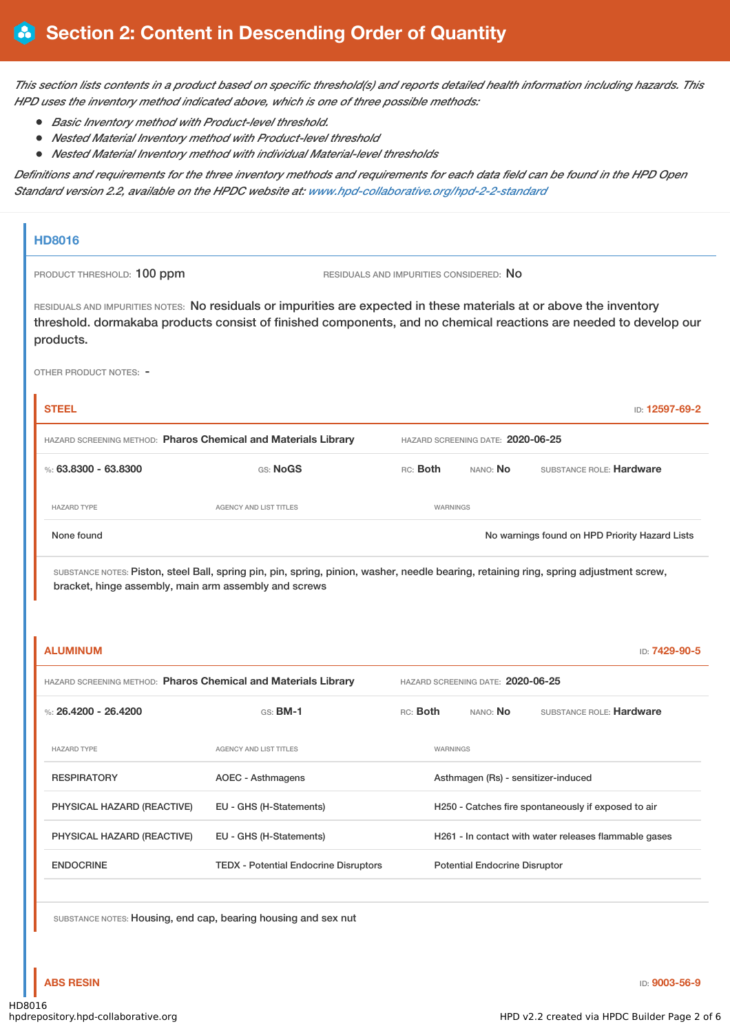# Section 2: Content in Descending Order of Quantity

*This section lists contents in a product based on specific threshold(s) and reports detailed health information including hazards. This HPD uses the inventory method indicated above, which is one of three possible methods:*

- *Basic Inventory method with Product-level threshold.*
- *Nested Material Inventory method with Product-level threshold*
- *Nested Material Inventory method with individual Material-level thresholds*

*Definitions and requirements for the three inventory methods and requirements for each data field can be found in the HPD Open Standard version 2.2, available on the HPDC website at: www.hpd-collaborative.org/hpd-2-2-standard*

## HD8016

PRODUCT THRESHOLD: 100 ppm

RESIDUALS AND IMPURITIES CONSIDERED: No

RESIDUALS AND IMPURITIES NOTES: No residuals or impurities are expected in these materials at or above the inventory threshold. dormakaba products consist of finished components, and no chemical reactions are needed to develop our products.

OTHER PRODUCT NOTES: -

### STEEL

ID: 12597-69-2

HAZARD SCREENING METHOD: **Pharos Chemical and Materials Library**

HAZARD SCREENING DATE: **2020-06-25**

%: **63.8300 - 63.8300** GS: **NoGS** RC: **Both** NANO: **No** SUBSTANCE ROLE: **Hardware**

| HAZARD TYPE | AGENCY AND LIST TITLES | WARNINGS |
|---|---|---|
| None found | | No warnings found on HPD Priority Hazard Lists |

SUBSTANCE NOTES: Piston, steel Ball, spring pin, pin, spring, pinion, washer, needle bearing, retaining ring, spring adjustment screw, bracket, hinge assembly, main arm assembly and screws

### ALUMINUM

ID: 7429-90-5

HAZARD SCREENING METHOD: **Pharos Chemical and Materials Library**

HAZARD SCREENING DATE: **2020-06-25**

%: **26.4200 - 26.4200** GS: **BM-1** RC: **Both** NANO: **No** SUBSTANCE ROLE: **Hardware**

| HAZARD TYPE | AGENCY AND LIST TITLES | WARNINGS |
|---|---|---|
| RESPIRATORY | AOEC - Asthmagens | Asthmagen (Rs) - sensitizer-induced |
| PHYSICAL HAZARD (REACTIVE) | EU - GHS (H-Statements) | H250 - Catches fire spontaneously if exposed to air |
| PHYSICAL HAZARD (REACTIVE) | EU - GHS (H-Statements) | H261 - In contact with water releases flammable gases |
| ENDOCRINE | TEDX - Potential Endocrine Disruptors | Potential Endocrine Disruptor |

SUBSTANCE NOTES: Housing, end cap, bearing housing and sex nut

### ABS RESIN

ID: 9003-56-9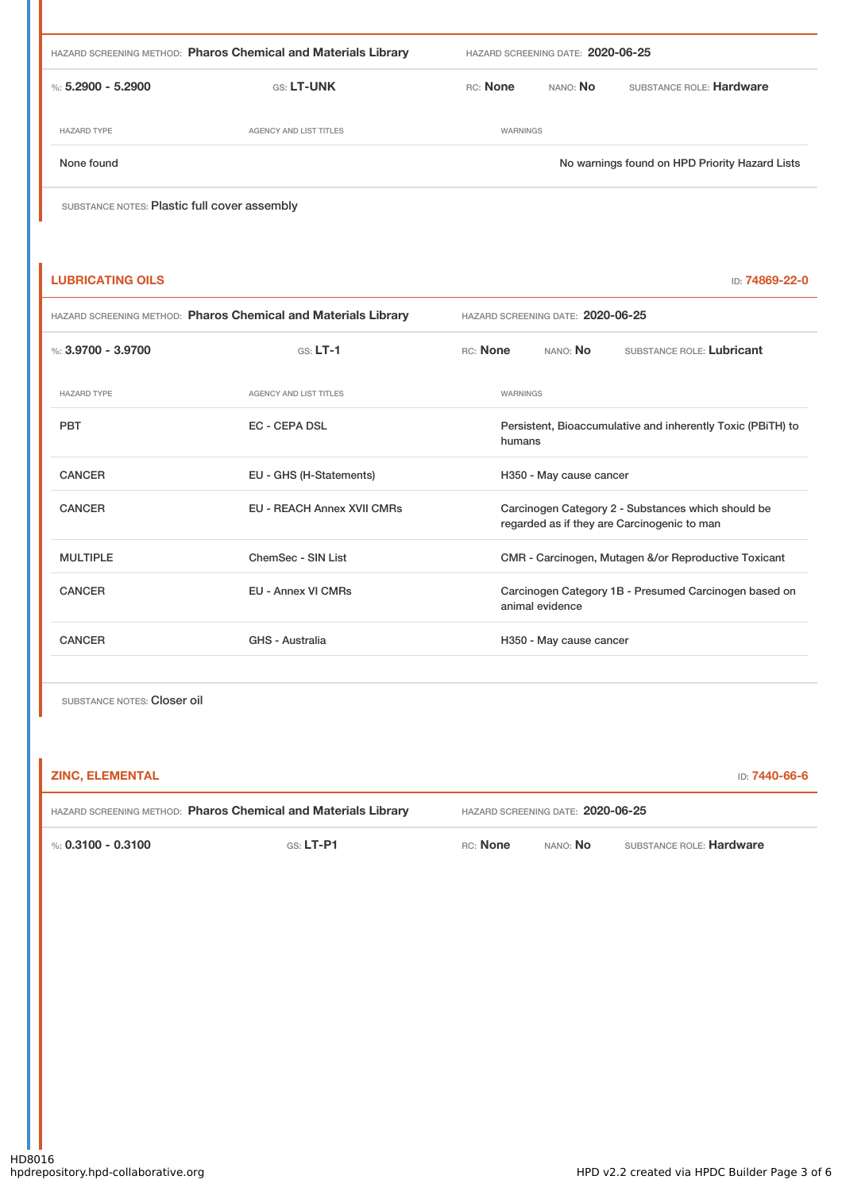HAZARD SCREENING METHOD: **Pharos Chemical and Materials Library** HAZARD SCREENING DATE: **2020-06-25**

%: **5.2900 - 5.2900** GS: **LT-UNK** RC: **None** NANO: **No** SUBSTANCE ROLE: **Hardware**

| HAZARD TYPE | AGENCY AND LIST TITLES | WARNINGS |
| --- | --- | --- |
| None found | | No warnings found on HPD Priority Hazard Lists |

SUBSTANCE NOTES: Plastic full cover assembly

## LUBRICATING OILS

ID: **74869-22-0**

HAZARD SCREENING METHOD: **Pharos Chemical and Materials Library** HAZARD SCREENING DATE: **2020-06-25**

%: **3.9700 - 3.9700** GS: **LT-1** RC: **None** NANO: **No** SUBSTANCE ROLE: **Lubricant**

| HAZARD TYPE | AGENCY AND LIST TITLES | WARNINGS |
| --- | --- | --- |
| PBT | EC - CEPA DSL | Persistent, Bioaccumulative and inherently Toxic (PBiTH) to humans |
| CANCER | EU - GHS (H-Statements) | H350 - May cause cancer |
| CANCER | EU - REACH Annex XVII CMRs | Carcinogen Category 2 - Substances which should be regarded as if they are Carcinogenic to man |
| MULTIPLE | ChemSec - SIN List | CMR - Carcinogen, Mutagen &/or Reproductive Toxicant |
| CANCER | EU - Annex VI CMRs | Carcinogen Category 1B - Presumed Carcinogen based on animal evidence |
| CANCER | GHS - Australia | H350 - May cause cancer |

SUBSTANCE NOTES: Closer oil

## ZINC, ELEMENTAL

ID: **7440-66-6**

HAZARD SCREENING METHOD: **Pharos Chemical and Materials Library** HAZARD SCREENING DATE: **2020-06-25**

%: **0.3100 - 0.3100** GS: **LT-P1** RC: **None** NANO: **No** SUBSTANCE ROLE: **Hardware**

HD8016
hpdrepository.hpd-collaborative.org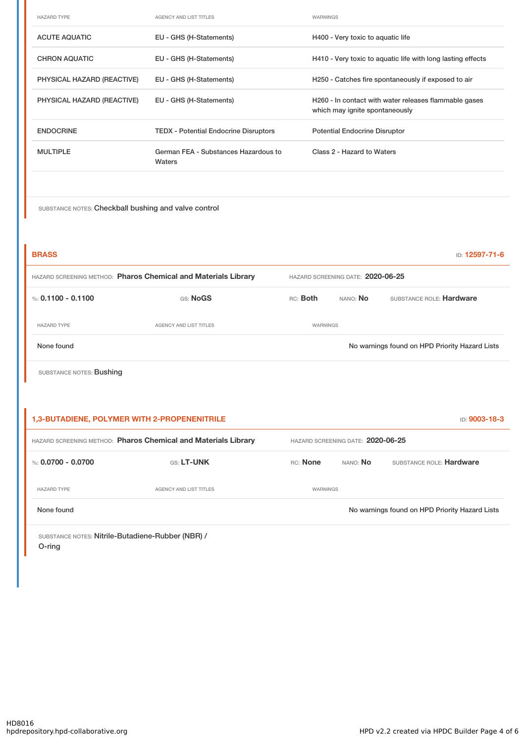| HAZARD TYPE | AGENCY AND LIST TITLES | WARNINGS |
| --- | --- | --- |
| ACUTE AQUATIC | EU - GHS (H-Statements) | H400 - Very toxic to aquatic life |
| CHRON AQUATIC | EU - GHS (H-Statements) | H410 - Very toxic to aquatic life with long lasting effects |
| PHYSICAL HAZARD (REACTIVE) | EU - GHS (H-Statements) | H250 - Catches fire spontaneously if exposed to air |
| PHYSICAL HAZARD (REACTIVE) | EU - GHS (H-Statements) | H260 - In contact with water releases flammable gases which may ignite spontaneously |
| ENDOCRINE | TEDX - Potential Endocrine Disruptors | Potential Endocrine Disruptor |
| MULTIPLE | German FEA - Substances Hazardous to Waters | Class 2 - Hazard to Waters |

SUBSTANCE NOTES: Checkball bushing and valve control

## BRASS

ID: **12597-71-6**

HAZARD SCREENING METHOD: **Pharos Chemical and Materials Library** HAZARD SCREENING DATE: **2020-06-25**

%: **0.1100 - 0.1100** GS: **NoGS** RC: **Both** NANO: **No** SUBSTANCE ROLE: **Hardware**

| HAZARD TYPE | AGENCY AND LIST TITLES | WARNINGS |
| --- | --- | --- |
| None found | | No warnings found on HPD Priority Hazard Lists |

SUBSTANCE NOTES: Bushing

## 1,3-BUTADIENE, POLYMER WITH 2-PROPENENITRILE

ID: **9003-18-3**

HAZARD SCREENING METHOD: **Pharos Chemical and Materials Library** HAZARD SCREENING DATE: **2020-06-25**

%: **0.0700 - 0.0700** GS: **LT-UNK** RC: **None** NANO: **No** SUBSTANCE ROLE: **Hardware**

| HAZARD TYPE | AGENCY AND LIST TITLES | WARNINGS |
| --- | --- | --- |
| None found | | No warnings found on HPD Priority Hazard Lists |

SUBSTANCE NOTES: Nitrile-Butadiene-Rubber (NBR) / O-ring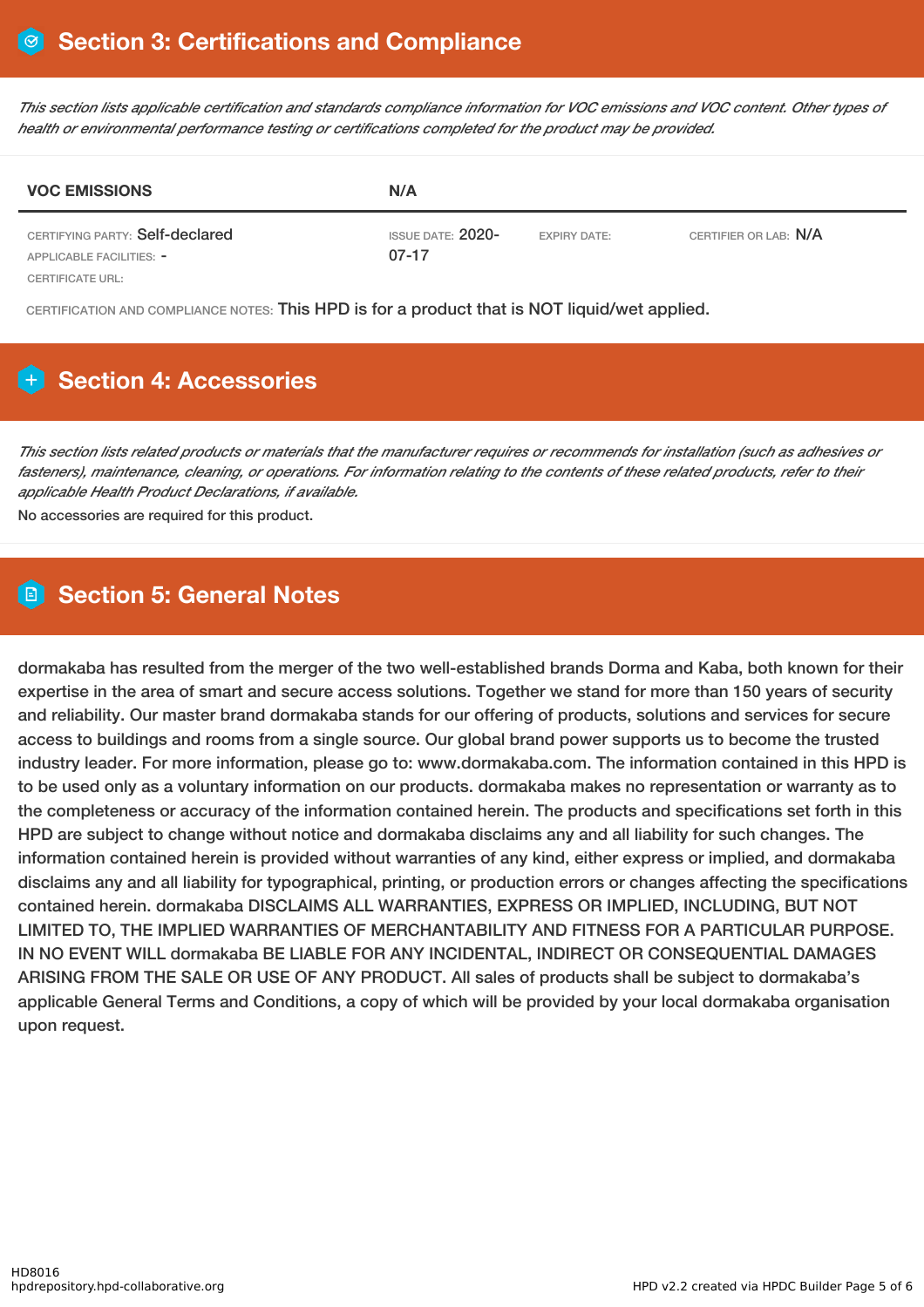## Section 3: Certifications and Compliance

*This section lists applicable certification and standards compliance information for VOC emissions and VOC content. Other types of health or environmental performance testing or certifications completed for the product may be provided.*

| VOC EMISSIONS | N/A | | |
|---|---|---|---|
| CERTIFYING PARTY: Self-declared<br>APPLICABLE FACILITIES: -<br>CERTIFICATE URL: | ISSUE DATE: 2020-07-17 | EXPIRY DATE: | CERTIFIER OR LAB: N/A |

CERTIFICATION AND COMPLIANCE NOTES: This HPD is for a product that is NOT liquid/wet applied.

## Section 4: Accessories

*This section lists related products or materials that the manufacturer requires or recommends for installation (such as adhesives or fasteners), maintenance, cleaning, or operations. For information relating to the contents of these related products, refer to their applicable Health Product Declarations, if available.*

No accessories are required for this product.

## Section 5: General Notes

dormakaba has resulted from the merger of the two well-established brands Dorma and Kaba, both known for their expertise in the area of smart and secure access solutions. Together we stand for more than 150 years of security and reliability. Our master brand dormakaba stands for our offering of products, solutions and services for secure access to buildings and rooms from a single source. Our global brand power supports us to become the trusted industry leader. For more information, please go to: www.dormakaba.com. The information contained in this HPD is to be used only as a voluntary information on our products. dormakaba makes no representation or warranty as to the completeness or accuracy of the information contained herein. The products and specifications set forth in this HPD are subject to change without notice and dormakaba disclaims any and all liability for such changes. The information contained herein is provided without warranties of any kind, either express or implied, and dormakaba disclaims any and all liability for typographical, printing, or production errors or changes affecting the specifications contained herein. dormakaba DISCLAIMS ALL WARRANTIES, EXPRESS OR IMPLIED, INCLUDING, BUT NOT LIMITED TO, THE IMPLIED WARRANTIES OF MERCHANTABILITY AND FITNESS FOR A PARTICULAR PURPOSE. IN NO EVENT WILL dormakaba BE LIABLE FOR ANY INCIDENTAL, INDIRECT OR CONSEQUENTIAL DAMAGES ARISING FROM THE SALE OR USE OF ANY PRODUCT. All sales of products shall be subject to dormakaba's applicable General Terms and Conditions, a copy of which will be provided by your local dormakaba organisation upon request.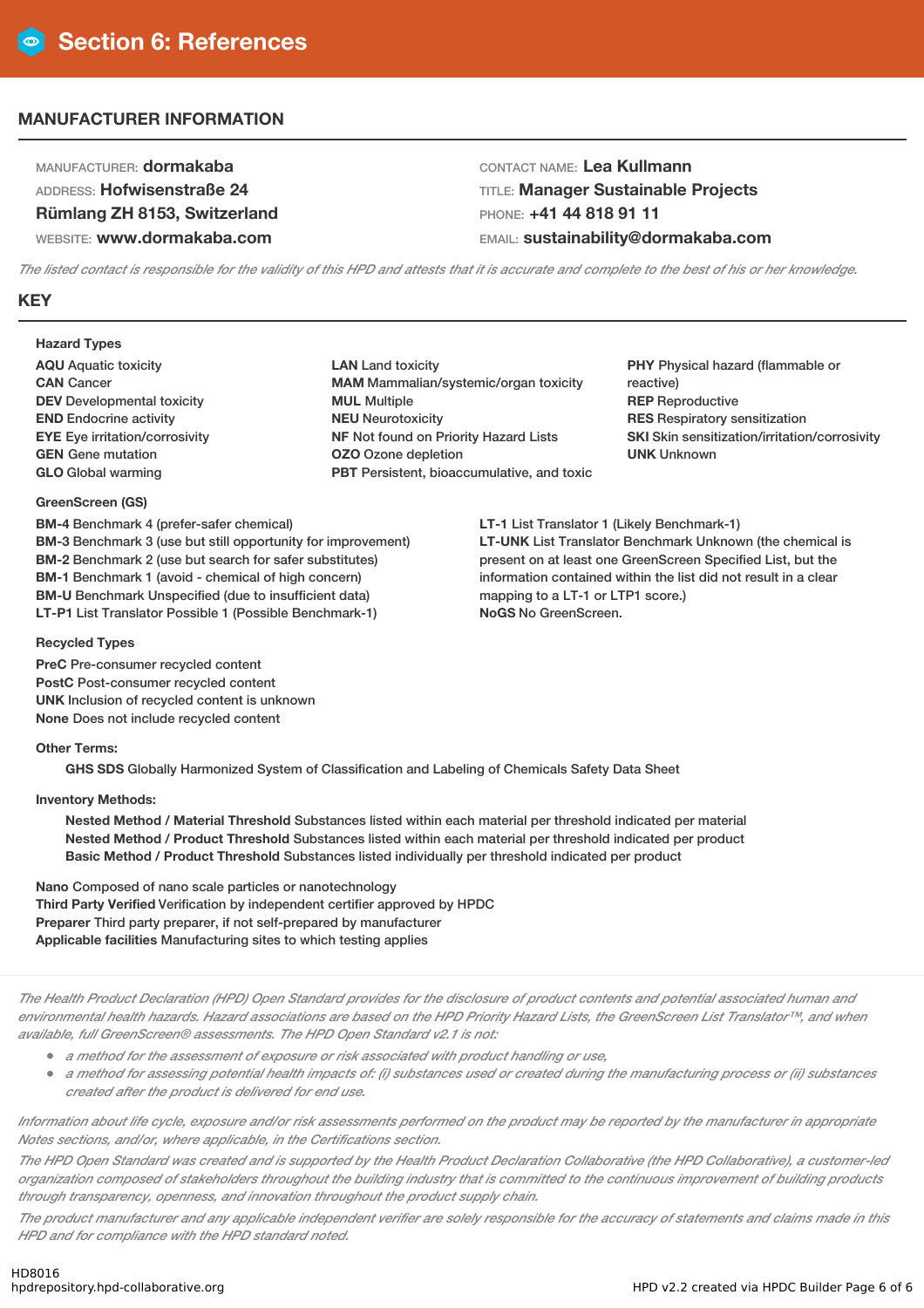# Section 6: References

## MANUFACTURER INFORMATION

MANUFACTURER: **dormakaba**
ADDRESS: **Hofwisenstraße 24**
**Rümlang ZH 8153, Switzerland**
WEBSITE: **www.dormakaba.com**

CONTACT NAME: **Lea Kullmann**
TITLE: **Manager Sustainable Projects**
PHONE: **+41 44 818 91 11**
EMAIL: **sustainability@dormakaba.com**

*The listed contact is responsible for the validity of this HPD and attests that it is accurate and complete to the best of his or her knowledge.*

## KEY

### Hazard Types

**AQU** Aquatic toxicity
**CAN** Cancer
**DEV** Developmental toxicity
**END** Endocrine activity
**EYE** Eye irritation/corrosivity
**GEN** Gene mutation
**GLO** Global warming
**LAN** Land toxicity
**MAM** Mammalian/systemic/organ toxicity
**MUL** Multiple
**NEU** Neurotoxicity
**NF** Not found on Priority Hazard Lists
**OZO** Ozone depletion
**PBT** Persistent, bioaccumulative, and toxic
**PHY** Physical hazard (flammable or reactive)
**REP** Reproductive
**RES** Respiratory sensitization
**SKI** Skin sensitization/irritation/corrosivity
**UNK** Unknown

### GreenScreen (GS)

**BM-4** Benchmark 4 (prefer-safer chemical)
**BM-3** Benchmark 3 (use but still opportunity for improvement)
**BM-2** Benchmark 2 (use but search for safer substitutes)
**BM-1** Benchmark 1 (avoid - chemical of high concern)
**BM-U** Benchmark Unspecified (due to insufficient data)
**LT-P1** List Translator Possible 1 (Possible Benchmark-1)
**LT-1** List Translator 1 (Likely Benchmark-1)
**LT-UNK** List Translator Benchmark Unknown (the chemical is present on at least one GreenScreen Specified List, but the information contained within the list did not result in a clear mapping to a LT-1 or LTP1 score.)
**NoGS** No GreenScreen.

### Recycled Types

**PreC** Pre-consumer recycled content
**PostC** Post-consumer recycled content
**UNK** Inclusion of recycled content is unknown
**None** Does not include recycled content

### Other Terms:

**GHS SDS** Globally Harmonized System of Classification and Labeling of Chemicals Safety Data Sheet

### Inventory Methods:

**Nested Method / Material Threshold** Substances listed within each material per threshold indicated per material
**Nested Method / Product Threshold** Substances listed within each material per threshold indicated per product
**Basic Method / Product Threshold** Substances listed individually per threshold indicated per product

**Nano** Composed of nano scale particles or nanotechnology
**Third Party Verified** Verification by independent certifier approved by HPDC
**Preparer** Third party preparer, if not self-prepared by manufacturer
**Applicable facilities** Manufacturing sites to which testing applies

*The Health Product Declaration (HPD) Open Standard provides for the disclosure of product contents and potential associated human and environmental health hazards. Hazard associations are based on the HPD Priority Hazard Lists, the GreenScreen List Translator™, and when available, full GreenScreen® assessments. The HPD Open Standard v2.1 is not:*

- *a method for the assessment of exposure or risk associated with product handling or use,*
- *a method for assessing potential health impacts of: (i) substances used or created during the manufacturing process or (ii) substances created after the product is delivered for end use.*

*Information about life cycle, exposure and/or risk assessments performed on the product may be reported by the manufacturer in appropriate Notes sections, and/or, where applicable, in the Certifications section.*

*The HPD Open Standard was created and is supported by the Health Product Declaration Collaborative (the HPD Collaborative), a customer-led organization composed of stakeholders throughout the building industry that is committed to the continuous improvement of building products through transparency, openness, and innovation throughout the product supply chain.*

*The product manufacturer and any applicable independent verifier are solely responsible for the accuracy of statements and claims made in this HPD and for compliance with the HPD standard noted.*